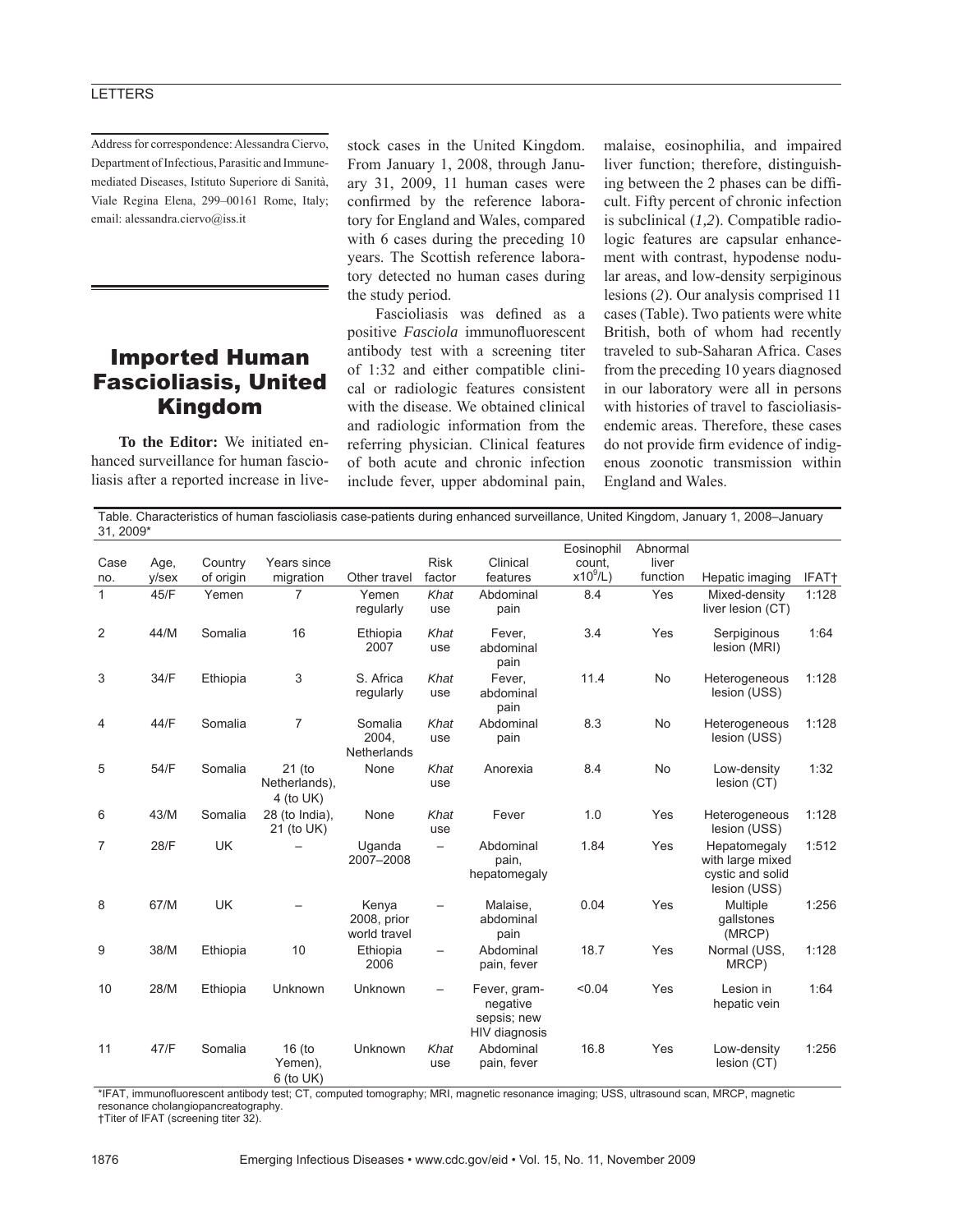Address for correspondence: Alessandra Ciervo, Department of Infectious, Parasitic and Immune-mediated Diseases, Istituto Superiore di Sanità, Viale Regina Elena, 299–00161 Rome, Italy; email: alessandra.ciervo@iss.it

# Imported Human Fascioliasis, United Kingdom

**To the Editor:** We initiated enhanced surveillance for human fascioliasis after a reported increase in livestock cases in the United Kingdom. From January 1, 2008, through January 31, 2009, 11 human cases were confirmed by the reference laboratory for England and Wales, compared with 6 cases during the preceding 10 years. The Scottish reference laboratory detected no human cases during the study period.

Fascioliasis was defined as a positive *Fasciola* immunofluorescent antibody test with a screening titer of 1:32 and either compatible clinical or radiologic features consistent with the disease. We obtained clinical and radiologic information from the referring physician. Clinical features of both acute and chronic infection include fever, upper abdominal pain, malaise, eosinophilia, and impaired liver function; therefore, distinguishing between the 2 phases can be difficult. Fifty percent of chronic infection is subclinical (*1,2*). Compatible radiologic features are capsular enhancement with contrast, hypodense nodular areas, and low-density serpiginous lesions (*2*). Our analysis comprised 11 cases (Table). Two patients were white British, both of whom had recently traveled to sub-Saharan Africa. Cases from the preceding 10 years diagnosed in our laboratory were all in persons with histories of travel to fascioliasis-endemic areas. Therefore, these cases do not provide firm evidence of indigenous zoonotic transmission within England and Wales.

Table. Characteristics of human fascioliasis case-patients during enhanced surveillance, United Kingdom, January 1, 2008–January 31, 2009*

| Case no. | Age, y/sex | Country of origin | Years since migration | Other travel | Risk factor | Clinical features | Eosinophil count, $\times 10^9$/L) | Abnormal liver function | Hepatic imaging | IFAT† |
|---|---|---|---|---|---|---|---|---|---|---|
| 1 | 45/F | Yemen | 7 | Yemen regularly | *Khat* use | Abdominal pain | 8.4 | Yes | Mixed-density liver lesion (CT) | 1:128 |
| 2 | 44/M | Somalia | 16 | Ethiopia 2007 | *Khat* use | Fever, abdominal pain | 3.4 | Yes | Serpiginous lesion (MRI) | 1:64 |
| 3 | 34/F | Ethiopia | 3 | S. Africa regularly | *Khat* use | Fever, abdominal pain | 11.4 | No | Heterogeneous lesion (USS) | 1:128 |
| 4 | 44/F | Somalia | 7 | Somalia 2004, Netherlands | *Khat* use | Abdominal pain | 8.3 | No | Heterogeneous lesion (USS) | 1:128 |
| 5 | 54/F | Somalia | 21 (to Netherlands), 4 (to UK) | None | *Khat* use | Anorexia | 8.4 | No | Low-density lesion (CT) | 1:32 |
| 6 | 43/M | Somalia | 28 (to India), 21 (to UK) | None | *Khat* use | Fever | 1.0 | Yes | Heterogeneous lesion (USS) | 1:128 |
| 7 | 28/F | UK | – | Uganda 2007–2008 | – | Abdominal pain, hepatomegaly | 1.84 | Yes | Hepatomegaly with large mixed cystic and solid lesion (USS) | 1:512 |
| 8 | 67/M | UK | – | Kenya 2008, prior world travel | – | Malaise, abdominal pain | 0.04 | Yes | Multiple gallstones (MRCP) | 1:256 |
| 9 | 38/M | Ethiopia | 10 | Ethiopia 2006 | – | Abdominal pain, fever | 18.7 | Yes | Normal (USS, MRCP) | 1:128 |
| 10 | 28/M | Ethiopia | Unknown | Unknown | – | Fever, gram-negative sepsis; new HIV diagnosis | <0.04 | Yes | Lesion in hepatic vein | 1:64 |
| 11 | 47/F | Somalia | 16 (to Yemen), 6 (to UK) | Unknown | *Khat* use | Abdominal pain, fever | 16.8 | Yes | Low-density lesion (CT) | 1:256 |

*IFAT, immunofluorescent antibody test; CT, computed tomography; MRI, magnetic resonance imaging; USS, ultrasound scan, MRCP, magnetic resonance cholangiopancreatography.
†Titer of IFAT (screening titer 32).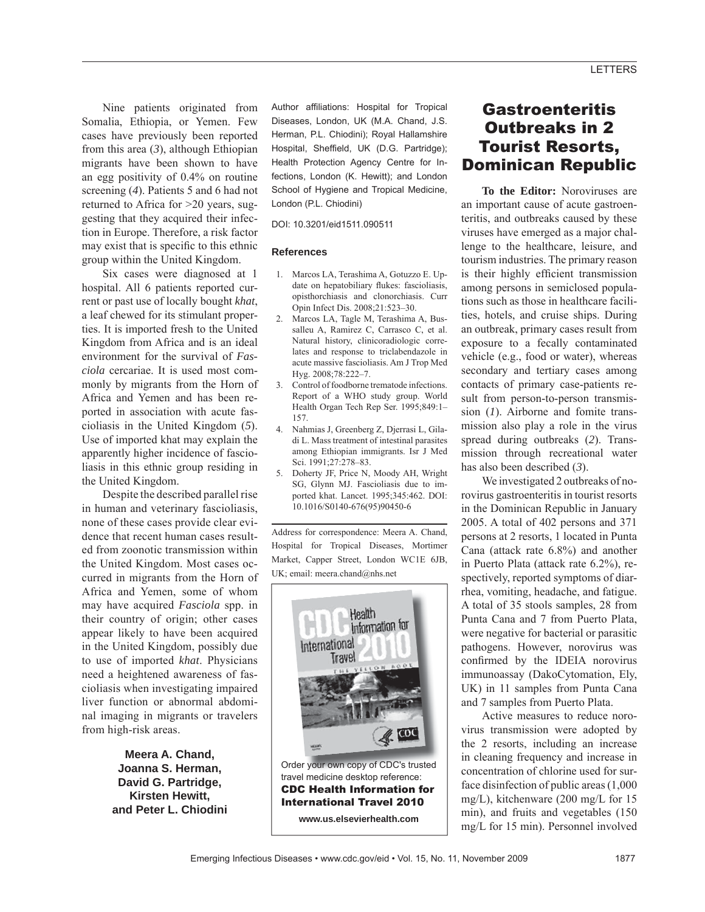Nine patients originated from Somalia, Ethiopia, or Yemen. Few cases have previously been reported from this area (*3*), although Ethiopian migrants have been shown to have an egg positivity of 0.4% on routine screening (*4*). Patients 5 and 6 had not returned to Africa for >20 years, suggesting that they acquired their infection in Europe. Therefore, a risk factor may exist that is specific to this ethnic group within the United Kingdom.

Six cases were diagnosed at 1 hospital. All 6 patients reported current or past use of locally bought *khat*, a leaf chewed for its stimulant properties. It is imported fresh to the United Kingdom from Africa and is an ideal environment for the survival of *Fasciola* cercariae. It is used most commonly by migrants from the Horn of Africa and Yemen and has been reported in association with acute fascioliasis in the United Kingdom (*5*). Use of imported khat may explain the apparently higher incidence of fascioliasis in this ethnic group residing in the United Kingdom.

Despite the described parallel rise in human and veterinary fascioliasis, none of these cases provide clear evidence that recent human cases resulted from zoonotic transmission within the United Kingdom. Most cases occurred in migrants from the Horn of Africa and Yemen, some of whom may have acquired *Fasciola* spp. in their country of origin; other cases appear likely to have been acquired in the United Kingdom, possibly due to use of imported *khat*. Physicians need a heightened awareness of fascioliasis when investigating impaired liver function or abnormal abdominal imaging in migrants or travelers from high-risk areas.

**Meera A. Chand, Joanna S. Herman, David G. Partridge, Kirsten Hewitt, and Peter L. Chiodini**

Author affiliations: Hospital for Tropical Diseases, London, UK (M.A. Chand, J.S. Herman, P.L. Chiodini); Royal Hallamshire Hospital, Sheffield, UK (D.G. Partridge); Health Protection Agency Centre for Infections, London (K. Hewitt); and London School of Hygiene and Tropical Medicine, London (P.L. Chiodini)

DOI: 10.3201/eid1511.090511

### References

1. Marcos LA, Terashima A, Gotuzzo E. Update on hepatobiliary flukes: fascioliasis, opisthorchiasis and clonorchiasis. Curr Opin Infect Dis. 2008;21:523–30.
2. Marcos LA, Tagle M, Terashima A, Bussalleu A, Ramirez C, Carrasco C, et al. Natural history, clinicoradiologic correlates and response to triclabendazole in acute massive fascioliasis. Am J Trop Med Hyg. 2008;78:222–7.
3. Control of foodborne trematode infections. Report of a WHO study group. World Health Organ Tech Rep Ser. 1995;849:1–157.
4. Nahmias J, Greenberg Z, Djerrasi L, Giladi L. Mass treatment of intestinal parasites among Ethiopian immigrants. Isr J Med Sci. 1991;27:278–83.
5. Doherty JF, Price N, Moody AH, Wright SG, Glynn MJ. Fascioliasis due to imported khat. Lancet. 1995;345:462. DOI: 10.1016/S0140-676(95)90450-6

Address for correspondence: Meera A. Chand, Hospital for Tropical Diseases, Mortimer Market, Capper Street, London WC1E 6JB, UK; email: meera.chand@nhs.net

Order your own copy of CDC's trusted travel medicine desktop reference:

**CDC Health Information for International Travel 2010**

**www.us.elsevierhealth.com**

# Gastroenteritis Outbreaks in 2 Tourist Resorts, Dominican Republic

**To the Editor:** Noroviruses are an important cause of acute gastroenteritis, and outbreaks caused by these viruses have emerged as a major challenge to the healthcare, leisure, and tourism industries. The primary reason is their highly efficient transmission among persons in semiclosed populations such as those in healthcare facilities, hotels, and cruise ships. During an outbreak, primary cases result from exposure to a fecally contaminated vehicle (e.g., food or water), whereas secondary and tertiary cases among contacts of primary case-patients result from person-to-person transmission (*1*). Airborne and fomite transmission also play a role in the virus spread during outbreaks (*2*). Transmission through recreational water has also been described (*3*).

We investigated 2 outbreaks of norovirus gastroenteritis in tourist resorts in the Dominican Republic in January 2005. A total of 402 persons and 371 persons at 2 resorts, 1 located in Punta Cana (attack rate 6.8%) and another in Puerto Plata (attack rate 6.2%), respectively, reported symptoms of diarrhea, vomiting, headache, and fatigue. A total of 35 stools samples, 28 from Punta Cana and 7 from Puerto Plata, were negative for bacterial or parasitic pathogens. However, norovirus was confirmed by the IDEIA norovirus immunoassay (DakoCytomation, Ely, UK) in 11 samples from Punta Cana and 7 samples from Puerto Plata.

Active measures to reduce norovirus transmission were adopted by the 2 resorts, including an increase in cleaning frequency and increase in concentration of chlorine used for surface disinfection of public areas (1,000 mg/L), kitchenware (200 mg/L for 15 min), and fruits and vegetables (150 mg/L for 15 min). Personnel involved